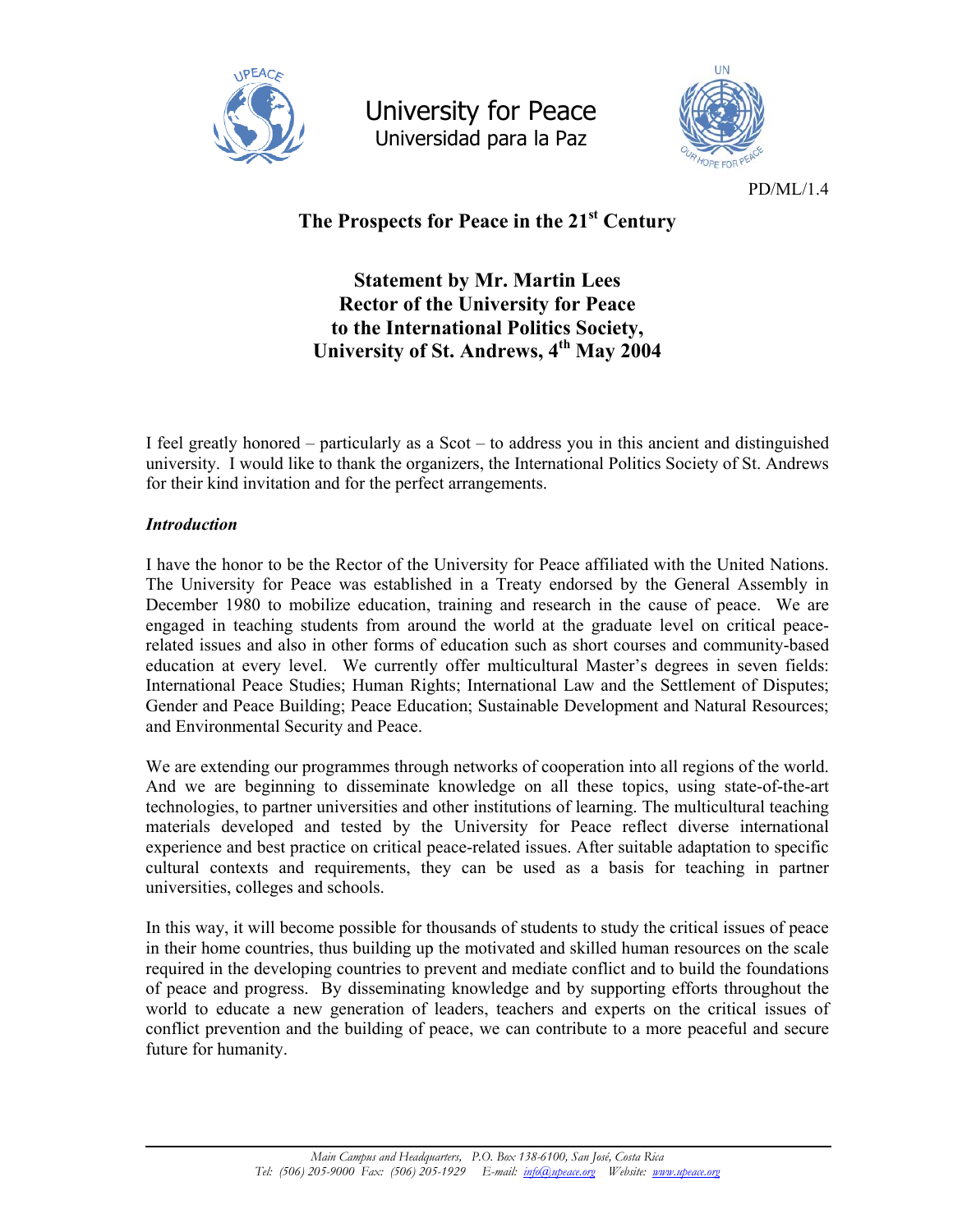University for Peace
Universidad para la Paz

PD/ML/1.4

# The Prospects for Peace in the 21st Century

## Statement by Mr. Martin Lees
## Rector of the University for Peace
## to the International Politics Society,
## University of St. Andrews, 4th May 2004

I feel greatly honored – particularly as a Scot – to address you in this ancient and distinguished university. I would like to thank the organizers, the International Politics Society of St. Andrews for their kind invitation and for the perfect arrangements.

***Introduction***

I have the honor to be the Rector of the University for Peace affiliated with the United Nations. The University for Peace was established in a Treaty endorsed by the General Assembly in December 1980 to mobilize education, training and research in the cause of peace. We are engaged in teaching students from around the world at the graduate level on critical peace-related issues and also in other forms of education such as short courses and community-based education at every level. We currently offer multicultural Master's degrees in seven fields: International Peace Studies; Human Rights; International Law and the Settlement of Disputes; Gender and Peace Building; Peace Education; Sustainable Development and Natural Resources; and Environmental Security and Peace.

We are extending our programmes through networks of cooperation into all regions of the world. And we are beginning to disseminate knowledge on all these topics, using state-of-the-art technologies, to partner universities and other institutions of learning. The multicultural teaching materials developed and tested by the University for Peace reflect diverse international experience and best practice on critical peace-related issues. After suitable adaptation to specific cultural contexts and requirements, they can be used as a basis for teaching in partner universities, colleges and schools.

In this way, it will become possible for thousands of students to study the critical issues of peace in their home countries, thus building up the motivated and skilled human resources on the scale required in the developing countries to prevent and mediate conflict and to build the foundations of peace and progress. By disseminating knowledge and by supporting efforts throughout the world to educate a new generation of leaders, teachers and experts on the critical issues of conflict prevention and the building of peace, we can contribute to a more peaceful and secure future for humanity.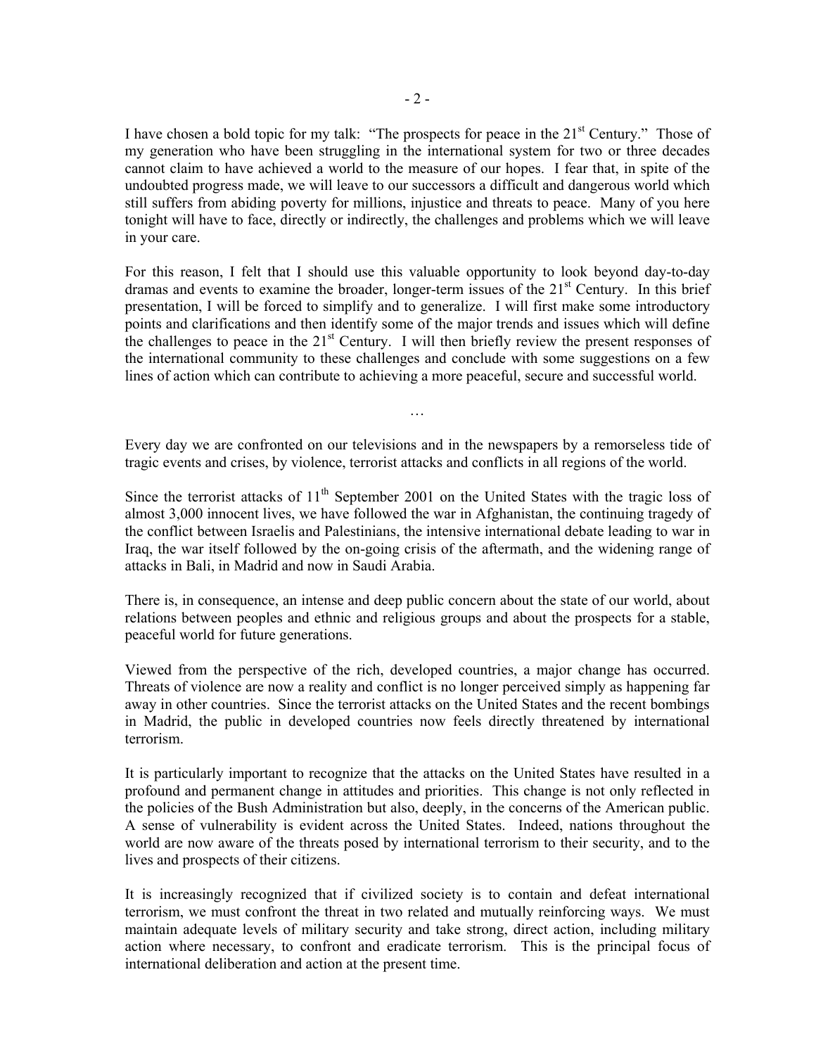I have chosen a bold topic for my talk: "The prospects for peace in the 21st Century." Those of my generation who have been struggling in the international system for two or three decades cannot claim to have achieved a world to the measure of our hopes. I fear that, in spite of the undoubted progress made, we will leave to our successors a difficult and dangerous world which still suffers from abiding poverty for millions, injustice and threats to peace. Many of you here tonight will have to face, directly or indirectly, the challenges and problems which we will leave in your care.

For this reason, I felt that I should use this valuable opportunity to look beyond day-to-day dramas and events to examine the broader, longer-term issues of the 21st Century. In this brief presentation, I will be forced to simplify and to generalize. I will first make some introductory points and clarifications and then identify some of the major trends and issues which will define the challenges to peace in the 21st Century. I will then briefly review the present responses of the international community to these challenges and conclude with some suggestions on a few lines of action which can contribute to achieving a more peaceful, secure and successful world.

…

Every day we are confronted on our televisions and in the newspapers by a remorseless tide of tragic events and crises, by violence, terrorist attacks and conflicts in all regions of the world.

Since the terrorist attacks of 11th September 2001 on the United States with the tragic loss of almost 3,000 innocent lives, we have followed the war in Afghanistan, the continuing tragedy of the conflict between Israelis and Palestinians, the intensive international debate leading to war in Iraq, the war itself followed by the on-going crisis of the aftermath, and the widening range of attacks in Bali, in Madrid and now in Saudi Arabia.

There is, in consequence, an intense and deep public concern about the state of our world, about relations between peoples and ethnic and religious groups and about the prospects for a stable, peaceful world for future generations.

Viewed from the perspective of the rich, developed countries, a major change has occurred. Threats of violence are now a reality and conflict is no longer perceived simply as happening far away in other countries. Since the terrorist attacks on the United States and the recent bombings in Madrid, the public in developed countries now feels directly threatened by international terrorism.

It is particularly important to recognize that the attacks on the United States have resulted in a profound and permanent change in attitudes and priorities. This change is not only reflected in the policies of the Bush Administration but also, deeply, in the concerns of the American public. A sense of vulnerability is evident across the United States. Indeed, nations throughout the world are now aware of the threats posed by international terrorism to their security, and to the lives and prospects of their citizens.

It is increasingly recognized that if civilized society is to contain and defeat international terrorism, we must confront the threat in two related and mutually reinforcing ways. We must maintain adequate levels of military security and take strong, direct action, including military action where necessary, to confront and eradicate terrorism. This is the principal focus of international deliberation and action at the present time.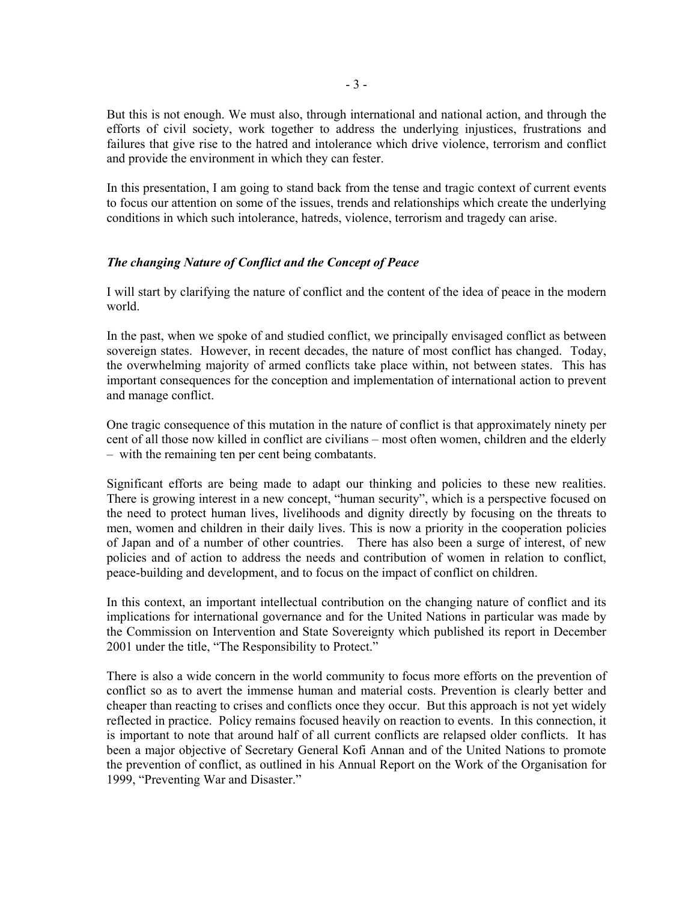But this is not enough. We must also, through international and national action, and through the efforts of civil society, work together to address the underlying injustices, frustrations and failures that give rise to the hatred and intolerance which drive violence, terrorism and conflict and provide the environment in which they can fester.

In this presentation, I am going to stand back from the tense and tragic context of current events to focus our attention on some of the issues, trends and relationships which create the underlying conditions in which such intolerance, hatreds, violence, terrorism and tragedy can arise.

### *The changing Nature of Conflict and the Concept of Peace*

I will start by clarifying the nature of conflict and the content of the idea of peace in the modern world.

In the past, when we spoke of and studied conflict, we principally envisaged conflict as between sovereign states. However, in recent decades, the nature of most conflict has changed. Today, the overwhelming majority of armed conflicts take place within, not between states. This has important consequences for the conception and implementation of international action to prevent and manage conflict.

One tragic consequence of this mutation in the nature of conflict is that approximately ninety per cent of all those now killed in conflict are civilians – most often women, children and the elderly – with the remaining ten per cent being combatants.

Significant efforts are being made to adapt our thinking and policies to these new realities. There is growing interest in a new concept, "human security", which is a perspective focused on the need to protect human lives, livelihoods and dignity directly by focusing on the threats to men, women and children in their daily lives. This is now a priority in the cooperation policies of Japan and of a number of other countries. There has also been a surge of interest, of new policies and of action to address the needs and contribution of women in relation to conflict, peace-building and development, and to focus on the impact of conflict on children.

In this context, an important intellectual contribution on the changing nature of conflict and its implications for international governance and for the United Nations in particular was made by the Commission on Intervention and State Sovereignty which published its report in December 2001 under the title, "The Responsibility to Protect."

There is also a wide concern in the world community to focus more efforts on the prevention of conflict so as to avert the immense human and material costs. Prevention is clearly better and cheaper than reacting to crises and conflicts once they occur. But this approach is not yet widely reflected in practice. Policy remains focused heavily on reaction to events. In this connection, it is important to note that around half of all current conflicts are relapsed older conflicts. It has been a major objective of Secretary General Kofi Annan and of the United Nations to promote the prevention of conflict, as outlined in his Annual Report on the Work of the Organisation for 1999, "Preventing War and Disaster."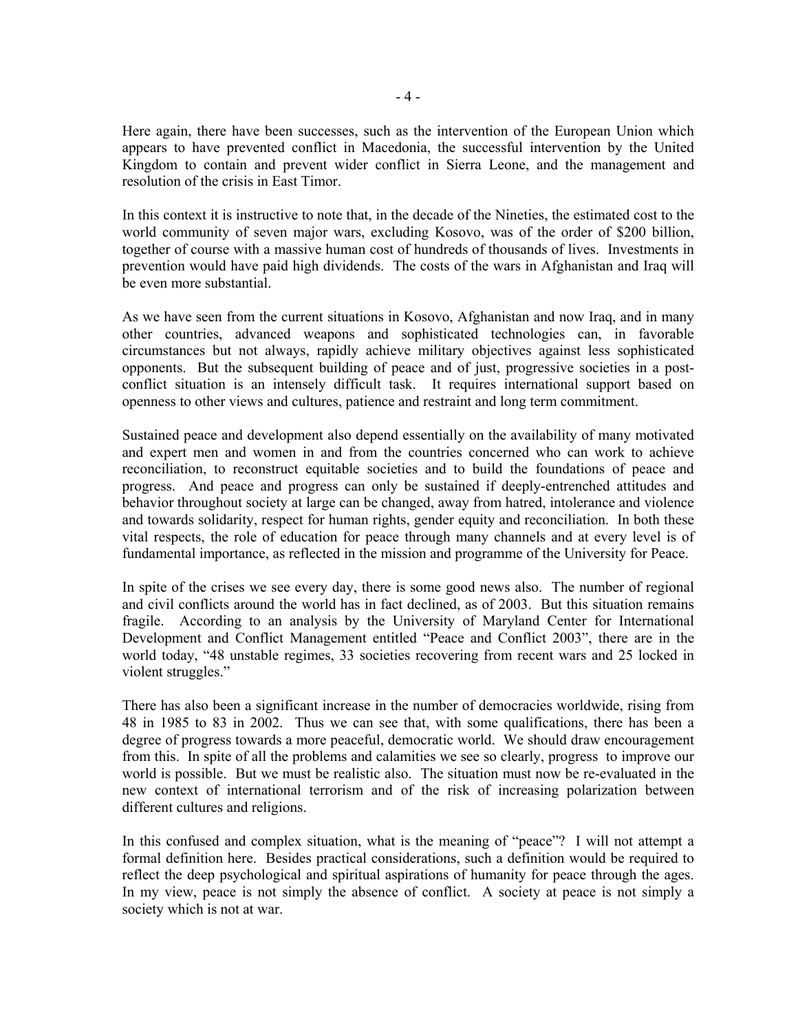Here again, there have been successes, such as the intervention of the European Union which appears to have prevented conflict in Macedonia, the successful intervention by the United Kingdom to contain and prevent wider conflict in Sierra Leone, and the management and resolution of the crisis in East Timor.

In this context it is instructive to note that, in the decade of the Nineties, the estimated cost to the world community of seven major wars, excluding Kosovo, was of the order of $200 billion, together of course with a massive human cost of hundreds of thousands of lives. Investments in prevention would have paid high dividends. The costs of the wars in Afghanistan and Iraq will be even more substantial.

As we have seen from the current situations in Kosovo, Afghanistan and now Iraq, and in many other countries, advanced weapons and sophisticated technologies can, in favorable circumstances but not always, rapidly achieve military objectives against less sophisticated opponents. But the subsequent building of peace and of just, progressive societies in a post-conflict situation is an intensely difficult task. It requires international support based on openness to other views and cultures, patience and restraint and long term commitment.

Sustained peace and development also depend essentially on the availability of many motivated and expert men and women in and from the countries concerned who can work to achieve reconciliation, to reconstruct equitable societies and to build the foundations of peace and progress. And peace and progress can only be sustained if deeply-entrenched attitudes and behavior throughout society at large can be changed, away from hatred, intolerance and violence and towards solidarity, respect for human rights, gender equity and reconciliation. In both these vital respects, the role of education for peace through many channels and at every level is of fundamental importance, as reflected in the mission and programme of the University for Peace.

In spite of the crises we see every day, there is some good news also. The number of regional and civil conflicts around the world has in fact declined, as of 2003. But this situation remains fragile. According to an analysis by the University of Maryland Center for International Development and Conflict Management entitled "Peace and Conflict 2003", there are in the world today, "48 unstable regimes, 33 societies recovering from recent wars and 25 locked in violent struggles."

There has also been a significant increase in the number of democracies worldwide, rising from 48 in 1985 to 83 in 2002. Thus we can see that, with some qualifications, there has been a degree of progress towards a more peaceful, democratic world. We should draw encouragement from this. In spite of all the problems and calamities we see so clearly, progress to improve our world is possible. But we must be realistic also. The situation must now be re-evaluated in the new context of international terrorism and of the risk of increasing polarization between different cultures and religions.

In this confused and complex situation, what is the meaning of "peace"? I will not attempt a formal definition here. Besides practical considerations, such a definition would be required to reflect the deep psychological and spiritual aspirations of humanity for peace through the ages. In my view, peace is not simply the absence of conflict. A society at peace is not simply a society which is not at war.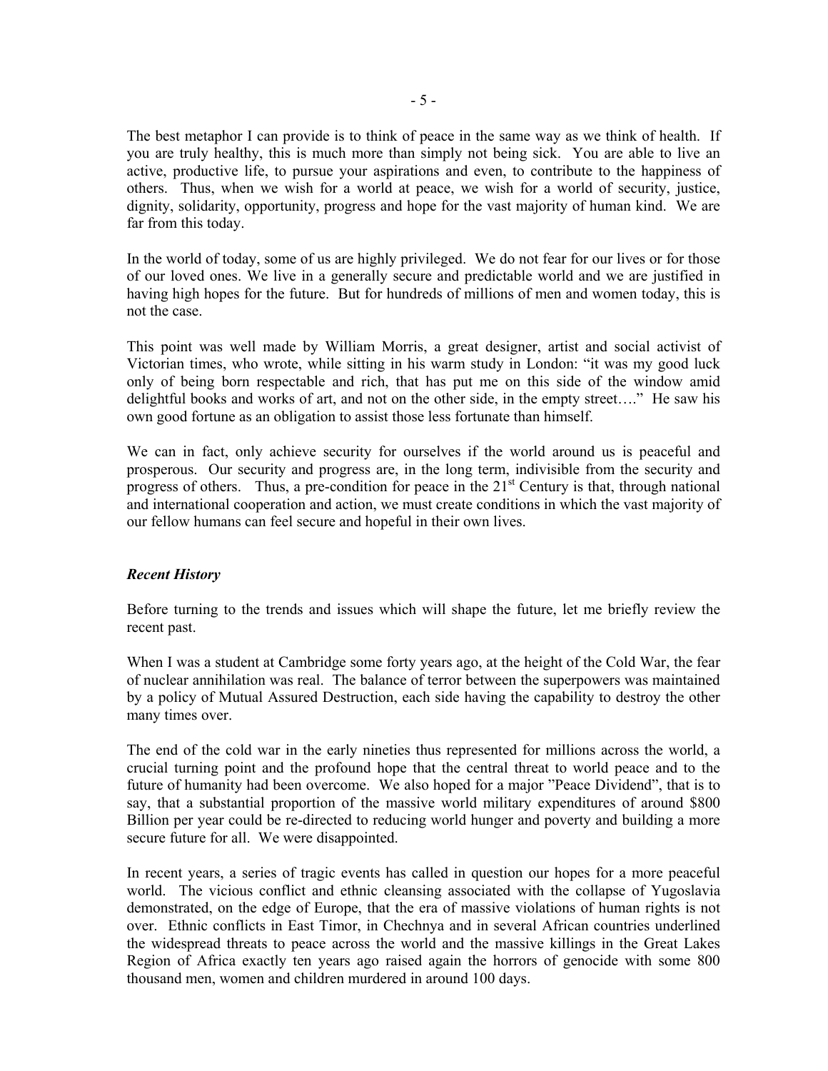The best metaphor I can provide is to think of peace in the same way as we think of health. If you are truly healthy, this is much more than simply not being sick. You are able to live an active, productive life, to pursue your aspirations and even, to contribute to the happiness of others. Thus, when we wish for a world at peace, we wish for a world of security, justice, dignity, solidarity, opportunity, progress and hope for the vast majority of human kind. We are far from this today.

In the world of today, some of us are highly privileged. We do not fear for our lives or for those of our loved ones. We live in a generally secure and predictable world and we are justified in having high hopes for the future. But for hundreds of millions of men and women today, this is not the case.

This point was well made by William Morris, a great designer, artist and social activist of Victorian times, who wrote, while sitting in his warm study in London: "it was my good luck only of being born respectable and rich, that has put me on this side of the window amid delightful books and works of art, and not on the other side, in the empty street…." He saw his own good fortune as an obligation to assist those less fortunate than himself.

We can in fact, only achieve security for ourselves if the world around us is peaceful and prosperous. Our security and progress are, in the long term, indivisible from the security and progress of others. Thus, a pre-condition for peace in the 21st Century is that, through national and international cooperation and action, we must create conditions in which the vast majority of our fellow humans can feel secure and hopeful in their own lives.

***Recent History***

Before turning to the trends and issues which will shape the future, let me briefly review the recent past.

When I was a student at Cambridge some forty years ago, at the height of the Cold War, the fear of nuclear annihilation was real. The balance of terror between the superpowers was maintained by a policy of Mutual Assured Destruction, each side having the capability to destroy the other many times over.

The end of the cold war in the early nineties thus represented for millions across the world, a crucial turning point and the profound hope that the central threat to world peace and to the future of humanity had been overcome. We also hoped for a major "Peace Dividend", that is to say, that a substantial proportion of the massive world military expenditures of around $800 Billion per year could be re-directed to reducing world hunger and poverty and building a more secure future for all. We were disappointed.

In recent years, a series of tragic events has called in question our hopes for a more peaceful world. The vicious conflict and ethnic cleansing associated with the collapse of Yugoslavia demonstrated, on the edge of Europe, that the era of massive violations of human rights is not over. Ethnic conflicts in East Timor, in Chechnya and in several African countries underlined the widespread threats to peace across the world and the massive killings in the Great Lakes Region of Africa exactly ten years ago raised again the horrors of genocide with some 800 thousand men, women and children murdered in around 100 days.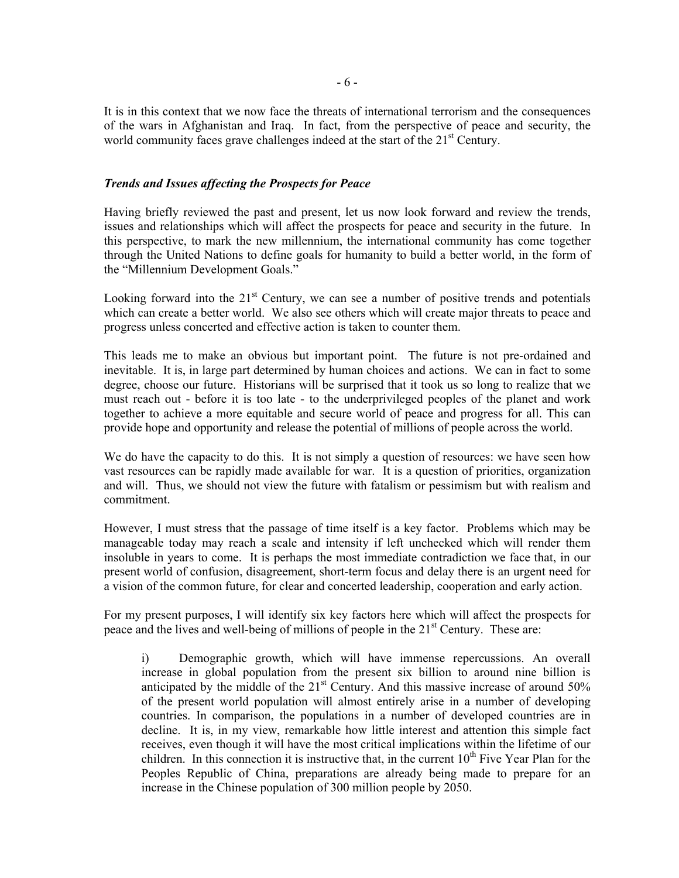It is in this context that we now face the threats of international terrorism and the consequences of the wars in Afghanistan and Iraq. In fact, from the perspective of peace and security, the world community faces grave challenges indeed at the start of the 21st Century.

### *Trends and Issues affecting the Prospects for Peace*

Having briefly reviewed the past and present, let us now look forward and review the trends, issues and relationships which will affect the prospects for peace and security in the future. In this perspective, to mark the new millennium, the international community has come together through the United Nations to define goals for humanity to build a better world, in the form of the "Millennium Development Goals."

Looking forward into the 21st Century, we can see a number of positive trends and potentials which can create a better world. We also see others which will create major threats to peace and progress unless concerted and effective action is taken to counter them.

This leads me to make an obvious but important point. The future is not pre-ordained and inevitable. It is, in large part determined by human choices and actions. We can in fact to some degree, choose our future. Historians will be surprised that it took us so long to realize that we must reach out - before it is too late - to the underprivileged peoples of the planet and work together to achieve a more equitable and secure world of peace and progress for all. This can provide hope and opportunity and release the potential of millions of people across the world.

We do have the capacity to do this. It is not simply a question of resources: we have seen how vast resources can be rapidly made available for war. It is a question of priorities, organization and will. Thus, we should not view the future with fatalism or pessimism but with realism and commitment.

However, I must stress that the passage of time itself is a key factor. Problems which may be manageable today may reach a scale and intensity if left unchecked which will render them insoluble in years to come. It is perhaps the most immediate contradiction we face that, in our present world of confusion, disagreement, short-term focus and delay there is an urgent need for a vision of the common future, for clear and concerted leadership, cooperation and early action.

For my present purposes, I will identify six key factors here which will affect the prospects for peace and the lives and well-being of millions of people in the 21st Century. These are:

> i) Demographic growth, which will have immense repercussions. An overall increase in global population from the present six billion to around nine billion is anticipated by the middle of the 21st Century. And this massive increase of around 50% of the present world population will almost entirely arise in a number of developing countries. In comparison, the populations in a number of developed countries are in decline. It is, in my view, remarkable how little interest and attention this simple fact receives, even though it will have the most critical implications within the lifetime of our children. In this connection it is instructive that, in the current 10th Five Year Plan for the Peoples Republic of China, preparations are already being made to prepare for an increase in the Chinese population of 300 million people by 2050.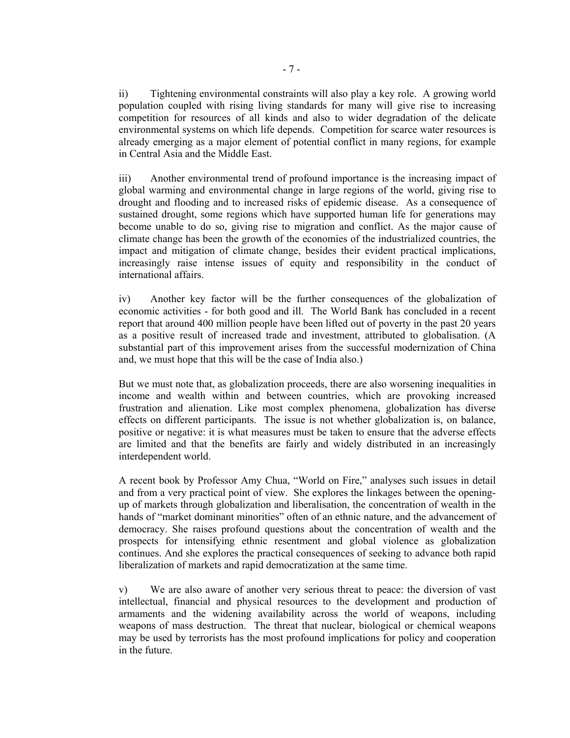ii) Tightening environmental constraints will also play a key role. A growing world population coupled with rising living standards for many will give rise to increasing competition for resources of all kinds and also to wider degradation of the delicate environmental systems on which life depends. Competition for scarce water resources is already emerging as a major element of potential conflict in many regions, for example in Central Asia and the Middle East.

iii) Another environmental trend of profound importance is the increasing impact of global warming and environmental change in large regions of the world, giving rise to drought and flooding and to increased risks of epidemic disease. As a consequence of sustained drought, some regions which have supported human life for generations may become unable to do so, giving rise to migration and conflict. As the major cause of climate change has been the growth of the economies of the industrialized countries, the impact and mitigation of climate change, besides their evident practical implications, increasingly raise intense issues of equity and responsibility in the conduct of international affairs.

iv) Another key factor will be the further consequences of the globalization of economic activities - for both good and ill. The World Bank has concluded in a recent report that around 400 million people have been lifted out of poverty in the past 20 years as a positive result of increased trade and investment, attributed to globalisation. (A substantial part of this improvement arises from the successful modernization of China and, we must hope that this will be the case of India also.)

But we must note that, as globalization proceeds, there are also worsening inequalities in income and wealth within and between countries, which are provoking increased frustration and alienation. Like most complex phenomena, globalization has diverse effects on different participants. The issue is not whether globalization is, on balance, positive or negative: it is what measures must be taken to ensure that the adverse effects are limited and that the benefits are fairly and widely distributed in an increasingly interdependent world.

A recent book by Professor Amy Chua, "World on Fire," analyses such issues in detail and from a very practical point of view. She explores the linkages between the opening-up of markets through globalization and liberalisation, the concentration of wealth in the hands of "market dominant minorities" often of an ethnic nature, and the advancement of democracy. She raises profound questions about the concentration of wealth and the prospects for intensifying ethnic resentment and global violence as globalization continues. And she explores the practical consequences of seeking to advance both rapid liberalization of markets and rapid democratization at the same time.

v) We are also aware of another very serious threat to peace: the diversion of vast intellectual, financial and physical resources to the development and production of armaments and the widening availability across the world of weapons, including weapons of mass destruction. The threat that nuclear, biological or chemical weapons may be used by terrorists has the most profound implications for policy and cooperation in the future.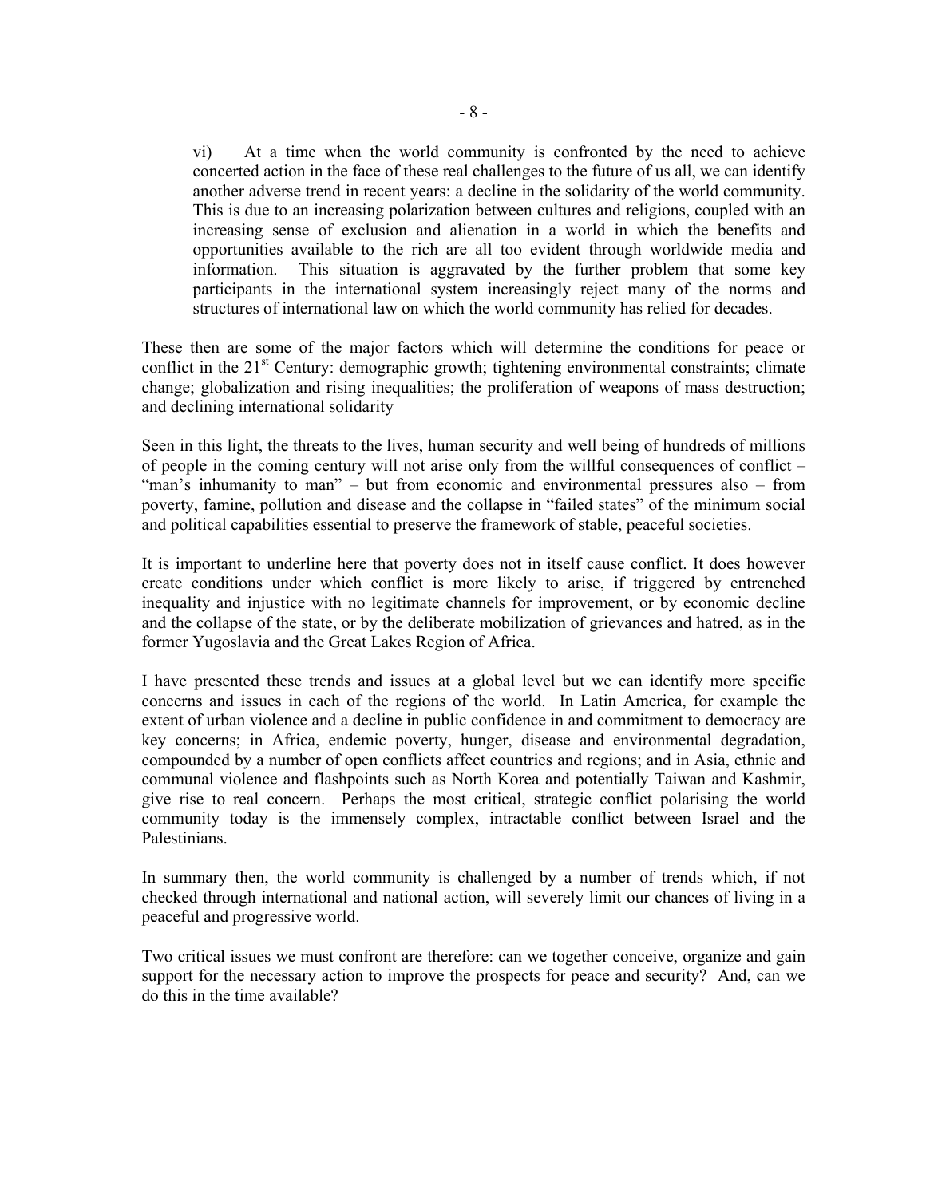vi) At a time when the world community is confronted by the need to achieve concerted action in the face of these real challenges to the future of us all, we can identify another adverse trend in recent years: a decline in the solidarity of the world community. This is due to an increasing polarization between cultures and religions, coupled with an increasing sense of exclusion and alienation in a world in which the benefits and opportunities available to the rich are all too evident through worldwide media and information. This situation is aggravated by the further problem that some key participants in the international system increasingly reject many of the norms and structures of international law on which the world community has relied for decades.

These then are some of the major factors which will determine the conditions for peace or conflict in the 21st Century: demographic growth; tightening environmental constraints; climate change; globalization and rising inequalities; the proliferation of weapons of mass destruction; and declining international solidarity

Seen in this light, the threats to the lives, human security and well being of hundreds of millions of people in the coming century will not arise only from the willful consequences of conflict – "man's inhumanity to man" – but from economic and environmental pressures also – from poverty, famine, pollution and disease and the collapse in "failed states" of the minimum social and political capabilities essential to preserve the framework of stable, peaceful societies.

It is important to underline here that poverty does not in itself cause conflict. It does however create conditions under which conflict is more likely to arise, if triggered by entrenched inequality and injustice with no legitimate channels for improvement, or by economic decline and the collapse of the state, or by the deliberate mobilization of grievances and hatred, as in the former Yugoslavia and the Great Lakes Region of Africa.

I have presented these trends and issues at a global level but we can identify more specific concerns and issues in each of the regions of the world. In Latin America, for example the extent of urban violence and a decline in public confidence in and commitment to democracy are key concerns; in Africa, endemic poverty, hunger, disease and environmental degradation, compounded by a number of open conflicts affect countries and regions; and in Asia, ethnic and communal violence and flashpoints such as North Korea and potentially Taiwan and Kashmir, give rise to real concern. Perhaps the most critical, strategic conflict polarising the world community today is the immensely complex, intractable conflict between Israel and the Palestinians.

In summary then, the world community is challenged by a number of trends which, if not checked through international and national action, will severely limit our chances of living in a peaceful and progressive world.

Two critical issues we must confront are therefore: can we together conceive, organize and gain support for the necessary action to improve the prospects for peace and security? And, can we do this in the time available?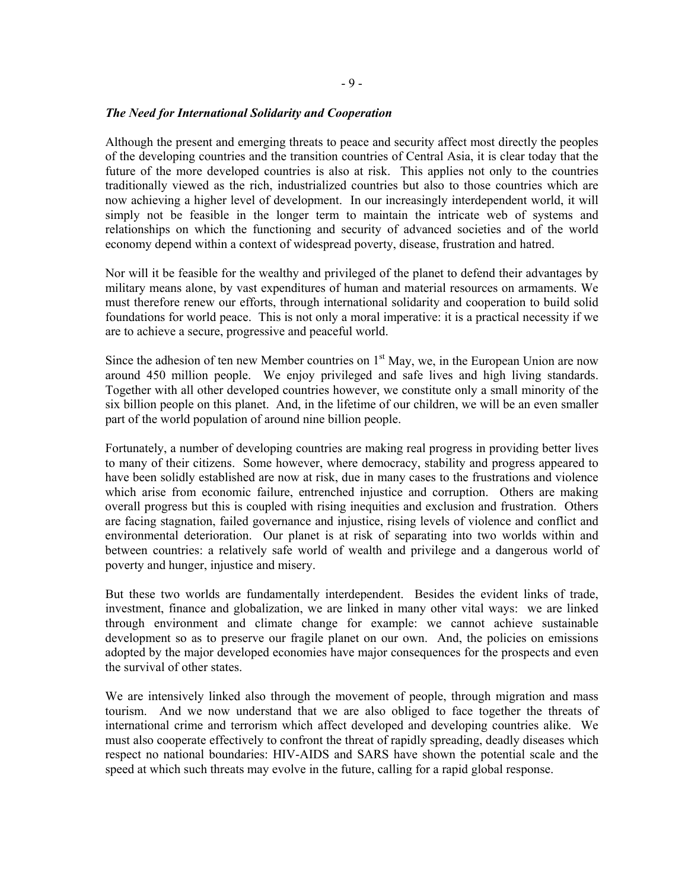***The Need for International Solidarity and Cooperation***

Although the present and emerging threats to peace and security affect most directly the peoples of the developing countries and the transition countries of Central Asia, it is clear today that the future of the more developed countries is also at risk. This applies not only to the countries traditionally viewed as the rich, industrialized countries but also to those countries which are now achieving a higher level of development. In our increasingly interdependent world, it will simply not be feasible in the longer term to maintain the intricate web of systems and relationships on which the functioning and security of advanced societies and of the world economy depend within a context of widespread poverty, disease, frustration and hatred.

Nor will it be feasible for the wealthy and privileged of the planet to defend their advantages by military means alone, by vast expenditures of human and material resources on armaments. We must therefore renew our efforts, through international solidarity and cooperation to build solid foundations for world peace. This is not only a moral imperative: it is a practical necessity if we are to achieve a secure, progressive and peaceful world.

Since the adhesion of ten new Member countries on 1st May, we, in the European Union are now around 450 million people. We enjoy privileged and safe lives and high living standards. Together with all other developed countries however, we constitute only a small minority of the six billion people on this planet. And, in the lifetime of our children, we will be an even smaller part of the world population of around nine billion people.

Fortunately, a number of developing countries are making real progress in providing better lives to many of their citizens. Some however, where democracy, stability and progress appeared to have been solidly established are now at risk, due in many cases to the frustrations and violence which arise from economic failure, entrenched injustice and corruption. Others are making overall progress but this is coupled with rising inequities and exclusion and frustration. Others are facing stagnation, failed governance and injustice, rising levels of violence and conflict and environmental deterioration. Our planet is at risk of separating into two worlds within and between countries: a relatively safe world of wealth and privilege and a dangerous world of poverty and hunger, injustice and misery.

But these two worlds are fundamentally interdependent. Besides the evident links of trade, investment, finance and globalization, we are linked in many other vital ways: we are linked through environment and climate change for example: we cannot achieve sustainable development so as to preserve our fragile planet on our own. And, the policies on emissions adopted by the major developed economies have major consequences for the prospects and even the survival of other states.

We are intensively linked also through the movement of people, through migration and mass tourism. And we now understand that we are also obliged to face together the threats of international crime and terrorism which affect developed and developing countries alike. We must also cooperate effectively to confront the threat of rapidly spreading, deadly diseases which respect no national boundaries: HIV-AIDS and SARS have shown the potential scale and the speed at which such threats may evolve in the future, calling for a rapid global response.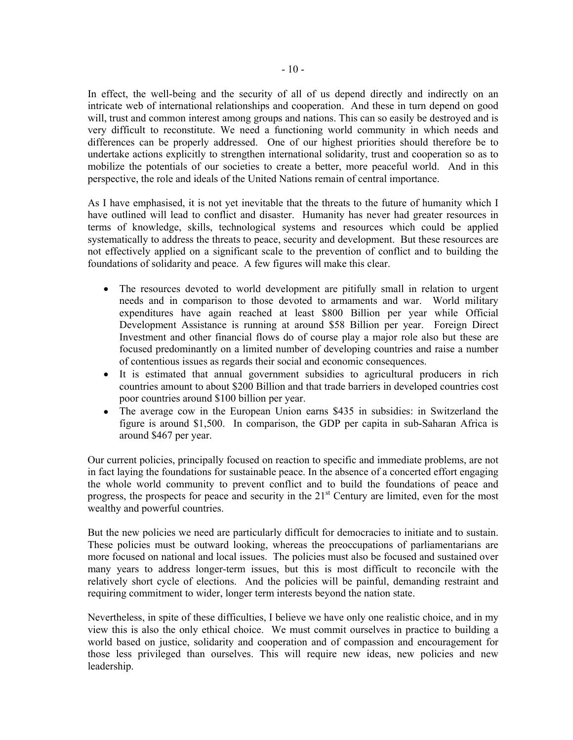In effect, the well-being and the security of all of us depend directly and indirectly on an intricate web of international relationships and cooperation. And these in turn depend on good will, trust and common interest among groups and nations. This can so easily be destroyed and is very difficult to reconstitute. We need a functioning world community in which needs and differences can be properly addressed. One of our highest priorities should therefore be to undertake actions explicitly to strengthen international solidarity, trust and cooperation so as to mobilize the potentials of our societies to create a better, more peaceful world. And in this perspective, the role and ideals of the United Nations remain of central importance.

As I have emphasised, it is not yet inevitable that the threats to the future of humanity which I have outlined will lead to conflict and disaster. Humanity has never had greater resources in terms of knowledge, skills, technological systems and resources which could be applied systematically to address the threats to peace, security and development. But these resources are not effectively applied on a significant scale to the prevention of conflict and to building the foundations of solidarity and peace. A few figures will make this clear.

- The resources devoted to world development are pitifully small in relation to urgent needs and in comparison to those devoted to armaments and war. World military expenditures have again reached at least $800 Billion per year while Official Development Assistance is running at around $58 Billion per year. Foreign Direct Investment and other financial flows do of course play a major role also but these are focused predominantly on a limited number of developing countries and raise a number of contentious issues as regards their social and economic consequences.
- It is estimated that annual government subsidies to agricultural producers in rich countries amount to about $200 Billion and that trade barriers in developed countries cost poor countries around $100 billion per year.
- The average cow in the European Union earns $435 in subsidies: in Switzerland the figure is around $1,500. In comparison, the GDP per capita in sub-Saharan Africa is around $467 per year.

Our current policies, principally focused on reaction to specific and immediate problems, are not in fact laying the foundations for sustainable peace. In the absence of a concerted effort engaging the whole world community to prevent conflict and to build the foundations of peace and progress, the prospects for peace and security in the 21st Century are limited, even for the most wealthy and powerful countries.

But the new policies we need are particularly difficult for democracies to initiate and to sustain. These policies must be outward looking, whereas the preoccupations of parliamentarians are more focused on national and local issues. The policies must also be focused and sustained over many years to address longer-term issues, but this is most difficult to reconcile with the relatively short cycle of elections. And the policies will be painful, demanding restraint and requiring commitment to wider, longer term interests beyond the nation state.

Nevertheless, in spite of these difficulties, I believe we have only one realistic choice, and in my view this is also the only ethical choice. We must commit ourselves in practice to building a world based on justice, solidarity and cooperation and of compassion and encouragement for those less privileged than ourselves. This will require new ideas, new policies and new leadership.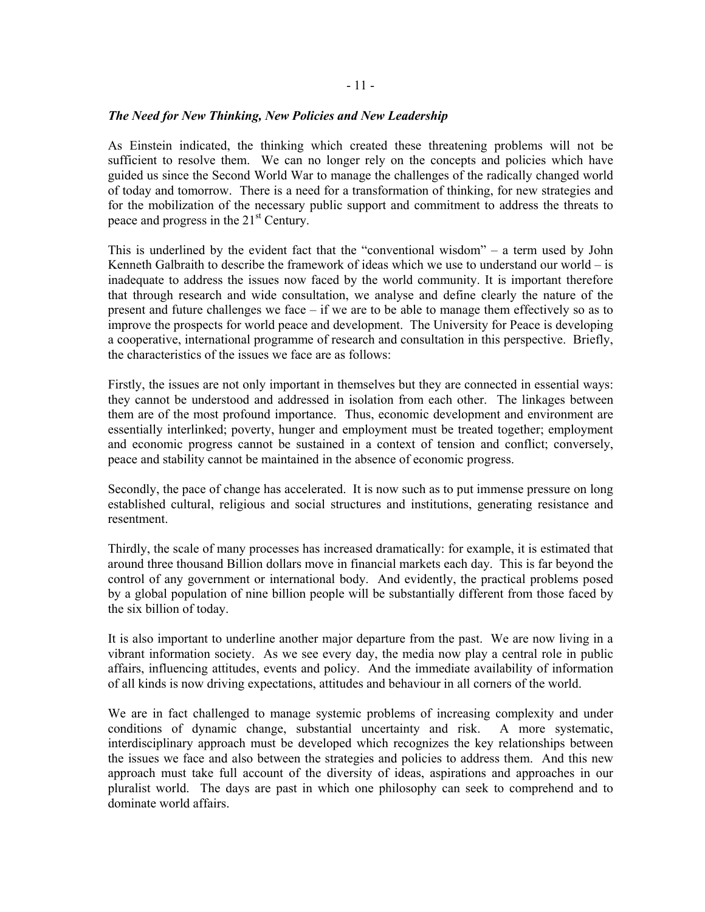### *The Need for New Thinking, New Policies and New Leadership*

As Einstein indicated, the thinking which created these threatening problems will not be sufficient to resolve them. We can no longer rely on the concepts and policies which have guided us since the Second World War to manage the challenges of the radically changed world of today and tomorrow. There is a need for a transformation of thinking, for new strategies and for the mobilization of the necessary public support and commitment to address the threats to peace and progress in the 21st Century.

This is underlined by the evident fact that the "conventional wisdom" – a term used by John Kenneth Galbraith to describe the framework of ideas which we use to understand our world – is inadequate to address the issues now faced by the world community. It is important therefore that through research and wide consultation, we analyse and define clearly the nature of the present and future challenges we face – if we are to be able to manage them effectively so as to improve the prospects for world peace and development. The University for Peace is developing a cooperative, international programme of research and consultation in this perspective. Briefly, the characteristics of the issues we face are as follows:

Firstly, the issues are not only important in themselves but they are connected in essential ways: they cannot be understood and addressed in isolation from each other. The linkages between them are of the most profound importance. Thus, economic development and environment are essentially interlinked; poverty, hunger and employment must be treated together; employment and economic progress cannot be sustained in a context of tension and conflict; conversely, peace and stability cannot be maintained in the absence of economic progress.

Secondly, the pace of change has accelerated. It is now such as to put immense pressure on long established cultural, religious and social structures and institutions, generating resistance and resentment.

Thirdly, the scale of many processes has increased dramatically: for example, it is estimated that around three thousand Billion dollars move in financial markets each day. This is far beyond the control of any government or international body. And evidently, the practical problems posed by a global population of nine billion people will be substantially different from those faced by the six billion of today.

It is also important to underline another major departure from the past. We are now living in a vibrant information society. As we see every day, the media now play a central role in public affairs, influencing attitudes, events and policy. And the immediate availability of information of all kinds is now driving expectations, attitudes and behaviour in all corners of the world.

We are in fact challenged to manage systemic problems of increasing complexity and under conditions of dynamic change, substantial uncertainty and risk. A more systematic, interdisciplinary approach must be developed which recognizes the key relationships between the issues we face and also between the strategies and policies to address them. And this new approach must take full account of the diversity of ideas, aspirations and approaches in our pluralist world. The days are past in which one philosophy can seek to comprehend and to dominate world affairs.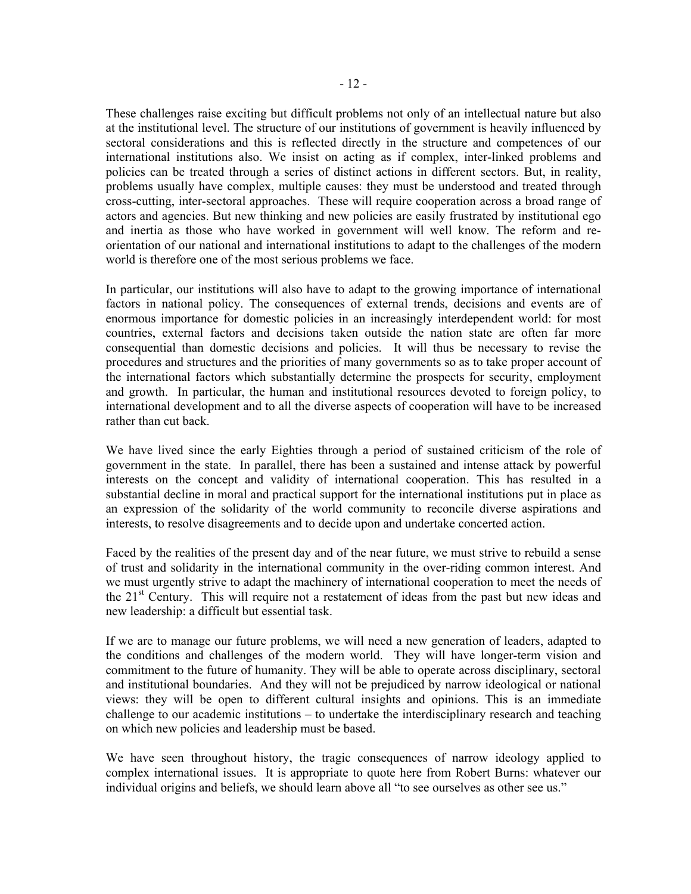These challenges raise exciting but difficult problems not only of an intellectual nature but also at the institutional level. The structure of our institutions of government is heavily influenced by sectoral considerations and this is reflected directly in the structure and competences of our international institutions also. We insist on acting as if complex, inter-linked problems and policies can be treated through a series of distinct actions in different sectors. But, in reality, problems usually have complex, multiple causes: they must be understood and treated through cross-cutting, inter-sectoral approaches. These will require cooperation across a broad range of actors and agencies. But new thinking and new policies are easily frustrated by institutional ego and inertia as those who have worked in government will well know. The reform and re-orientation of our national and international institutions to adapt to the challenges of the modern world is therefore one of the most serious problems we face.

In particular, our institutions will also have to adapt to the growing importance of international factors in national policy. The consequences of external trends, decisions and events are of enormous importance for domestic policies in an increasingly interdependent world: for most countries, external factors and decisions taken outside the nation state are often far more consequential than domestic decisions and policies. It will thus be necessary to revise the procedures and structures and the priorities of many governments so as to take proper account of the international factors which substantially determine the prospects for security, employment and growth. In particular, the human and institutional resources devoted to foreign policy, to international development and to all the diverse aspects of cooperation will have to be increased rather than cut back.

We have lived since the early Eighties through a period of sustained criticism of the role of government in the state. In parallel, there has been a sustained and intense attack by powerful interests on the concept and validity of international cooperation. This has resulted in a substantial decline in moral and practical support for the international institutions put in place as an expression of the solidarity of the world community to reconcile diverse aspirations and interests, to resolve disagreements and to decide upon and undertake concerted action.

Faced by the realities of the present day and of the near future, we must strive to rebuild a sense of trust and solidarity in the international community in the over-riding common interest. And we must urgently strive to adapt the machinery of international cooperation to meet the needs of the 21st Century. This will require not a restatement of ideas from the past but new ideas and new leadership: a difficult but essential task.

If we are to manage our future problems, we will need a new generation of leaders, adapted to the conditions and challenges of the modern world. They will have longer-term vision and commitment to the future of humanity. They will be able to operate across disciplinary, sectoral and institutional boundaries. And they will not be prejudiced by narrow ideological or national views: they will be open to different cultural insights and opinions. This is an immediate challenge to our academic institutions – to undertake the interdisciplinary research and teaching on which new policies and leadership must be based.

We have seen throughout history, the tragic consequences of narrow ideology applied to complex international issues. It is appropriate to quote here from Robert Burns: whatever our individual origins and beliefs, we should learn above all "to see ourselves as other see us."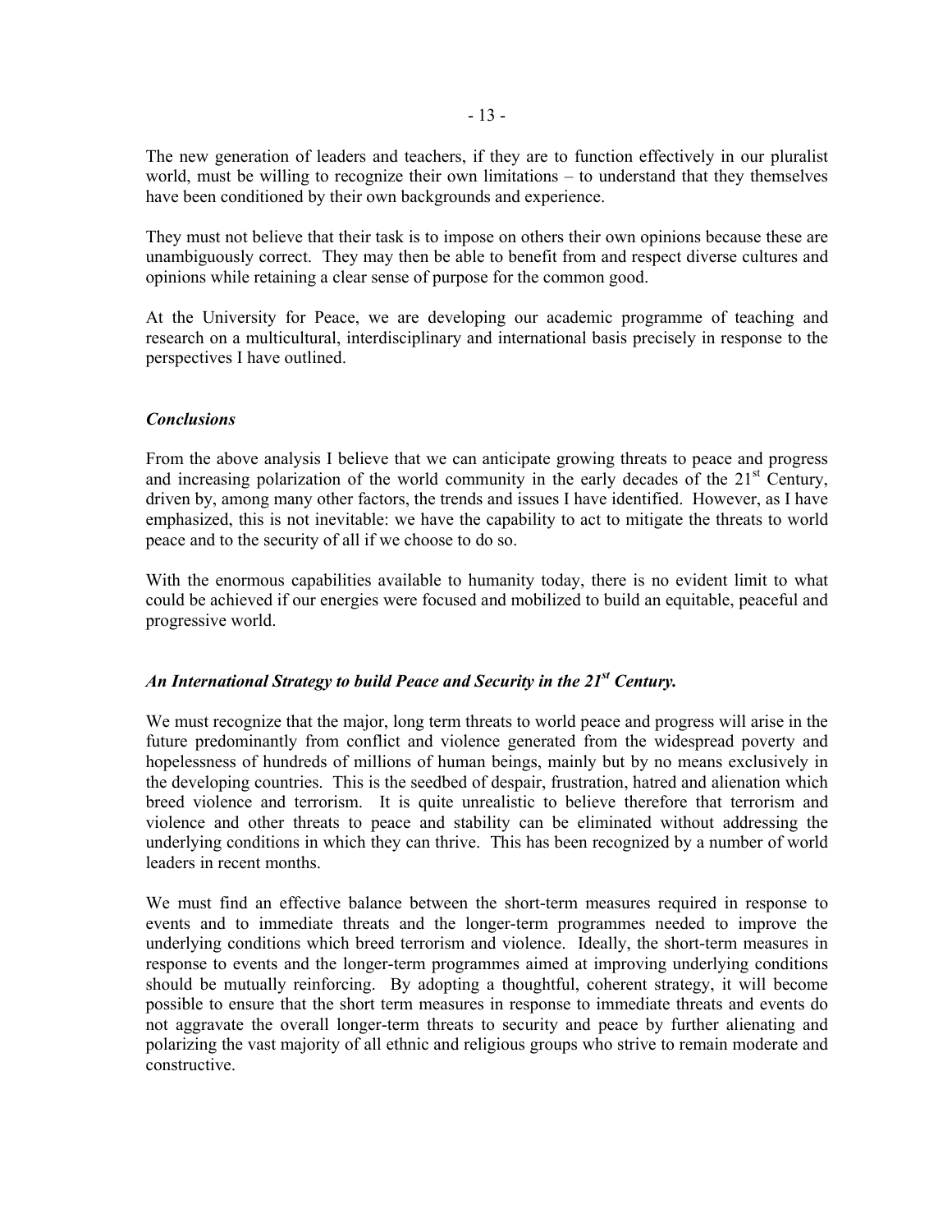The new generation of leaders and teachers, if they are to function effectively in our pluralist world, must be willing to recognize their own limitations – to understand that they themselves have been conditioned by their own backgrounds and experience.

They must not believe that their task is to impose on others their own opinions because these are unambiguously correct. They may then be able to benefit from and respect diverse cultures and opinions while retaining a clear sense of purpose for the common good.

At the University for Peace, we are developing our academic programme of teaching and research on a multicultural, interdisciplinary and international basis precisely in response to the perspectives I have outlined.

### *Conclusions*

From the above analysis I believe that we can anticipate growing threats to peace and progress and increasing polarization of the world community in the early decades of the 21st Century, driven by, among many other factors, the trends and issues I have identified. However, as I have emphasized, this is not inevitable: we have the capability to act to mitigate the threats to world peace and to the security of all if we choose to do so.

With the enormous capabilities available to humanity today, there is no evident limit to what could be achieved if our energies were focused and mobilized to build an equitable, peaceful and progressive world.

### *An International Strategy to build Peace and Security in the 21st Century.*

We must recognize that the major, long term threats to world peace and progress will arise in the future predominantly from conflict and violence generated from the widespread poverty and hopelessness of hundreds of millions of human beings, mainly but by no means exclusively in the developing countries. This is the seedbed of despair, frustration, hatred and alienation which breed violence and terrorism. It is quite unrealistic to believe therefore that terrorism and violence and other threats to peace and stability can be eliminated without addressing the underlying conditions in which they can thrive. This has been recognized by a number of world leaders in recent months.

We must find an effective balance between the short-term measures required in response to events and to immediate threats and the longer-term programmes needed to improve the underlying conditions which breed terrorism and violence. Ideally, the short-term measures in response to events and the longer-term programmes aimed at improving underlying conditions should be mutually reinforcing. By adopting a thoughtful, coherent strategy, it will become possible to ensure that the short term measures in response to immediate threats and events do not aggravate the overall longer-term threats to security and peace by further alienating and polarizing the vast majority of all ethnic and religious groups who strive to remain moderate and constructive.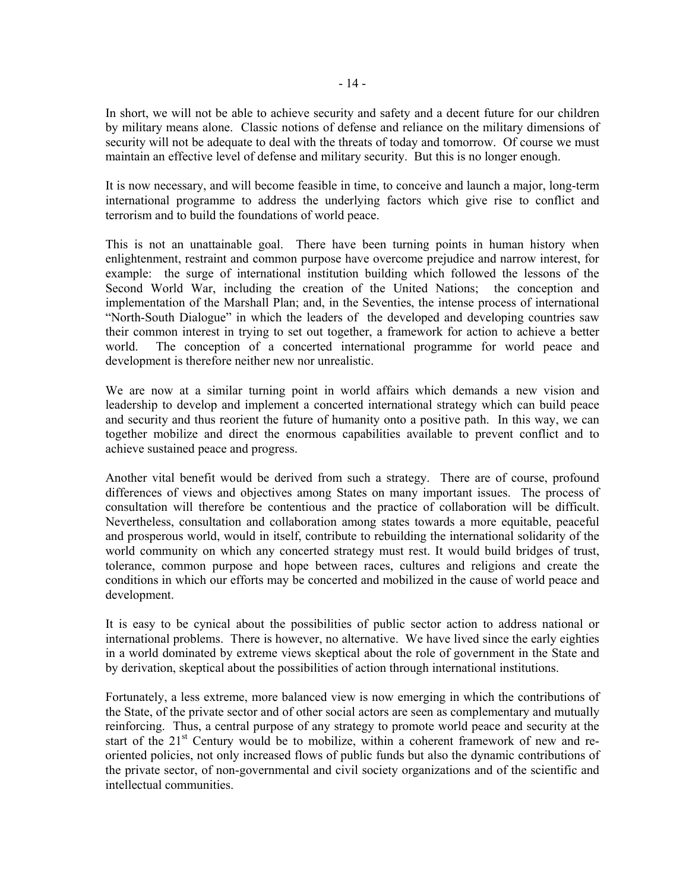In short, we will not be able to achieve security and safety and a decent future for our children by military means alone. Classic notions of defense and reliance on the military dimensions of security will not be adequate to deal with the threats of today and tomorrow. Of course we must maintain an effective level of defense and military security. But this is no longer enough.

It is now necessary, and will become feasible in time, to conceive and launch a major, long-term international programme to address the underlying factors which give rise to conflict and terrorism and to build the foundations of world peace.

This is not an unattainable goal. There have been turning points in human history when enlightenment, restraint and common purpose have overcome prejudice and narrow interest, for example: the surge of international institution building which followed the lessons of the Second World War, including the creation of the United Nations; the conception and implementation of the Marshall Plan; and, in the Seventies, the intense process of international "North-South Dialogue" in which the leaders of the developed and developing countries saw their common interest in trying to set out together, a framework for action to achieve a better world. The conception of a concerted international programme for world peace and development is therefore neither new nor unrealistic.

We are now at a similar turning point in world affairs which demands a new vision and leadership to develop and implement a concerted international strategy which can build peace and security and thus reorient the future of humanity onto a positive path. In this way, we can together mobilize and direct the enormous capabilities available to prevent conflict and to achieve sustained peace and progress.

Another vital benefit would be derived from such a strategy. There are of course, profound differences of views and objectives among States on many important issues. The process of consultation will therefore be contentious and the practice of collaboration will be difficult. Nevertheless, consultation and collaboration among states towards a more equitable, peaceful and prosperous world, would in itself, contribute to rebuilding the international solidarity of the world community on which any concerted strategy must rest. It would build bridges of trust, tolerance, common purpose and hope between races, cultures and religions and create the conditions in which our efforts may be concerted and mobilized in the cause of world peace and development.

It is easy to be cynical about the possibilities of public sector action to address national or international problems. There is however, no alternative. We have lived since the early eighties in a world dominated by extreme views skeptical about the role of government in the State and by derivation, skeptical about the possibilities of action through international institutions.

Fortunately, a less extreme, more balanced view is now emerging in which the contributions of the State, of the private sector and of other social actors are seen as complementary and mutually reinforcing. Thus, a central purpose of any strategy to promote world peace and security at the start of the 21st Century would be to mobilize, within a coherent framework of new and re-oriented policies, not only increased flows of public funds but also the dynamic contributions of the private sector, of non-governmental and civil society organizations and of the scientific and intellectual communities.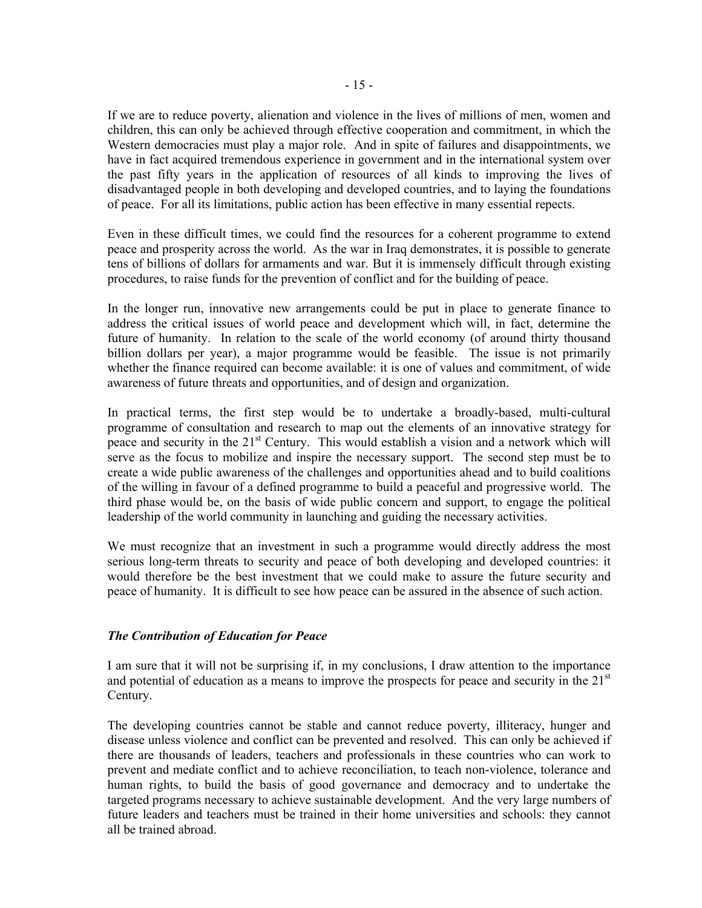If we are to reduce poverty, alienation and violence in the lives of millions of men, women and children, this can only be achieved through effective cooperation and commitment, in which the Western democracies must play a major role. And in spite of failures and disappointments, we have in fact acquired tremendous experience in government and in the international system over the past fifty years in the application of resources of all kinds to improving the lives of disadvantaged people in both developing and developed countries, and to laying the foundations of peace. For all its limitations, public action has been effective in many essential repects.

Even in these difficult times, we could find the resources for a coherent programme to extend peace and prosperity across the world. As the war in Iraq demonstrates, it is possible to generate tens of billions of dollars for armaments and war. But it is immensely difficult through existing procedures, to raise funds for the prevention of conflict and for the building of peace.

In the longer run, innovative new arrangements could be put in place to generate finance to address the critical issues of world peace and development which will, in fact, determine the future of humanity. In relation to the scale of the world economy (of around thirty thousand billion dollars per year), a major programme would be feasible. The issue is not primarily whether the finance required can become available: it is one of values and commitment, of wide awareness of future threats and opportunities, and of design and organization.

In practical terms, the first step would be to undertake a broadly-based, multi-cultural programme of consultation and research to map out the elements of an innovative strategy for peace and security in the 21st Century. This would establish a vision and a network which will serve as the focus to mobilize and inspire the necessary support. The second step must be to create a wide public awareness of the challenges and opportunities ahead and to build coalitions of the willing in favour of a defined programme to build a peaceful and progressive world. The third phase would be, on the basis of wide public concern and support, to engage the political leadership of the world community in launching and guiding the necessary activities.

We must recognize that an investment in such a programme would directly address the most serious long-term threats to security and peace of both developing and developed countries: it would therefore be the best investment that we could make to assure the future security and peace of humanity. It is difficult to see how peace can be assured in the absence of such action.

### *The Contribution of Education for Peace*

I am sure that it will not be surprising if, in my conclusions, I draw attention to the importance and potential of education as a means to improve the prospects for peace and security in the 21st Century.

The developing countries cannot be stable and cannot reduce poverty, illiteracy, hunger and disease unless violence and conflict can be prevented and resolved. This can only be achieved if there are thousands of leaders, teachers and professionals in these countries who can work to prevent and mediate conflict and to achieve reconciliation, to teach non-violence, tolerance and human rights, to build the basis of good governance and democracy and to undertake the targeted programs necessary to achieve sustainable development. And the very large numbers of future leaders and teachers must be trained in their home universities and schools: they cannot all be trained abroad.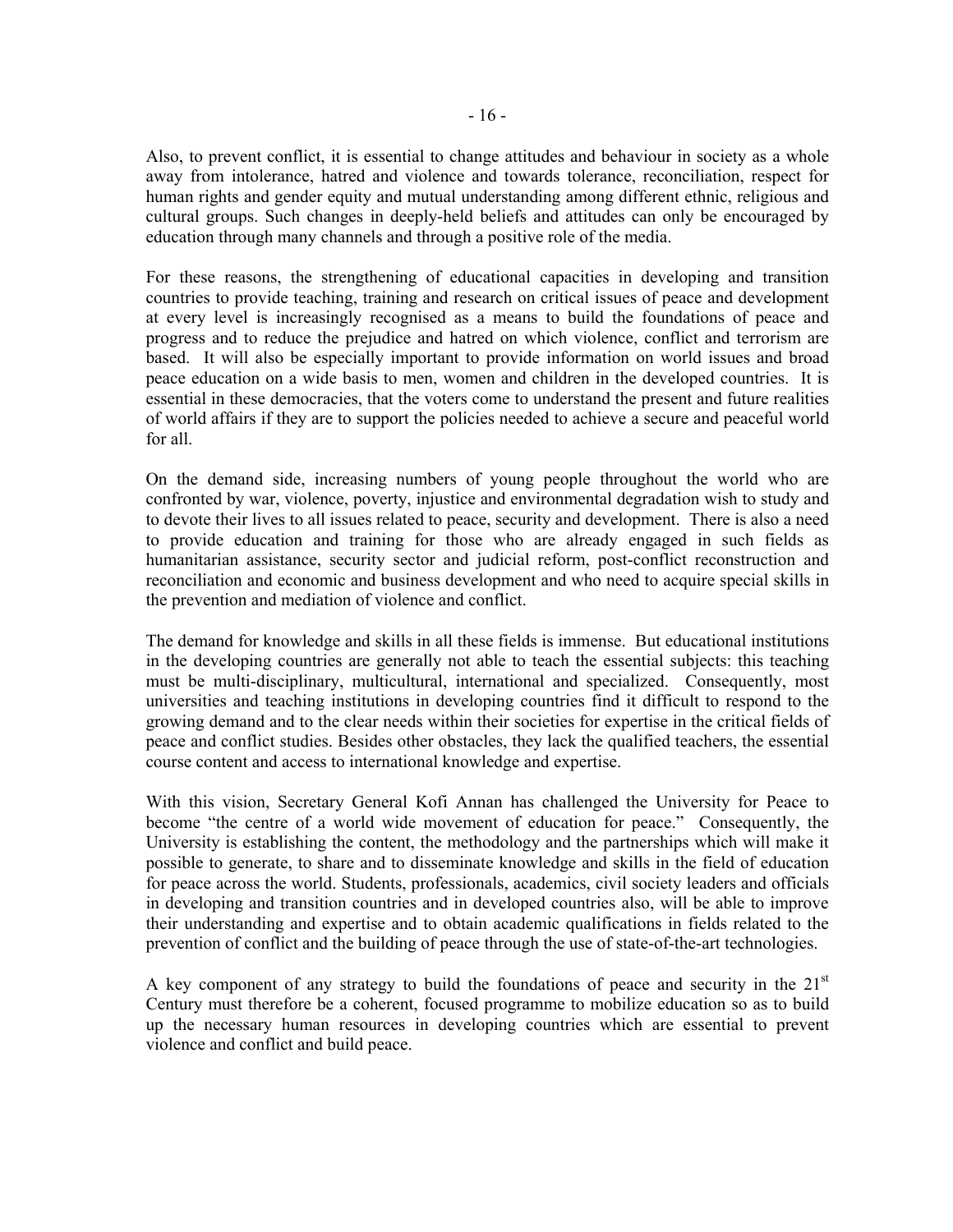Also, to prevent conflict, it is essential to change attitudes and behaviour in society as a whole away from intolerance, hatred and violence and towards tolerance, reconciliation, respect for human rights and gender equity and mutual understanding among different ethnic, religious and cultural groups. Such changes in deeply-held beliefs and attitudes can only be encouraged by education through many channels and through a positive role of the media.

For these reasons, the strengthening of educational capacities in developing and transition countries to provide teaching, training and research on critical issues of peace and development at every level is increasingly recognised as a means to build the foundations of peace and progress and to reduce the prejudice and hatred on which violence, conflict and terrorism are based. It will also be especially important to provide information on world issues and broad peace education on a wide basis to men, women and children in the developed countries. It is essential in these democracies, that the voters come to understand the present and future realities of world affairs if they are to support the policies needed to achieve a secure and peaceful world for all.

On the demand side, increasing numbers of young people throughout the world who are confronted by war, violence, poverty, injustice and environmental degradation wish to study and to devote their lives to all issues related to peace, security and development. There is also a need to provide education and training for those who are already engaged in such fields as humanitarian assistance, security sector and judicial reform, post-conflict reconstruction and reconciliation and economic and business development and who need to acquire special skills in the prevention and mediation of violence and conflict.

The demand for knowledge and skills in all these fields is immense. But educational institutions in the developing countries are generally not able to teach the essential subjects: this teaching must be multi-disciplinary, multicultural, international and specialized. Consequently, most universities and teaching institutions in developing countries find it difficult to respond to the growing demand and to the clear needs within their societies for expertise in the critical fields of peace and conflict studies. Besides other obstacles, they lack the qualified teachers, the essential course content and access to international knowledge and expertise.

With this vision, Secretary General Kofi Annan has challenged the University for Peace to become "the centre of a world wide movement of education for peace." Consequently, the University is establishing the content, the methodology and the partnerships which will make it possible to generate, to share and to disseminate knowledge and skills in the field of education for peace across the world. Students, professionals, academics, civil society leaders and officials in developing and transition countries and in developed countries also, will be able to improve their understanding and expertise and to obtain academic qualifications in fields related to the prevention of conflict and the building of peace through the use of state-of-the-art technologies.

A key component of any strategy to build the foundations of peace and security in the 21st Century must therefore be a coherent, focused programme to mobilize education so as to build up the necessary human resources in developing countries which are essential to prevent violence and conflict and build peace.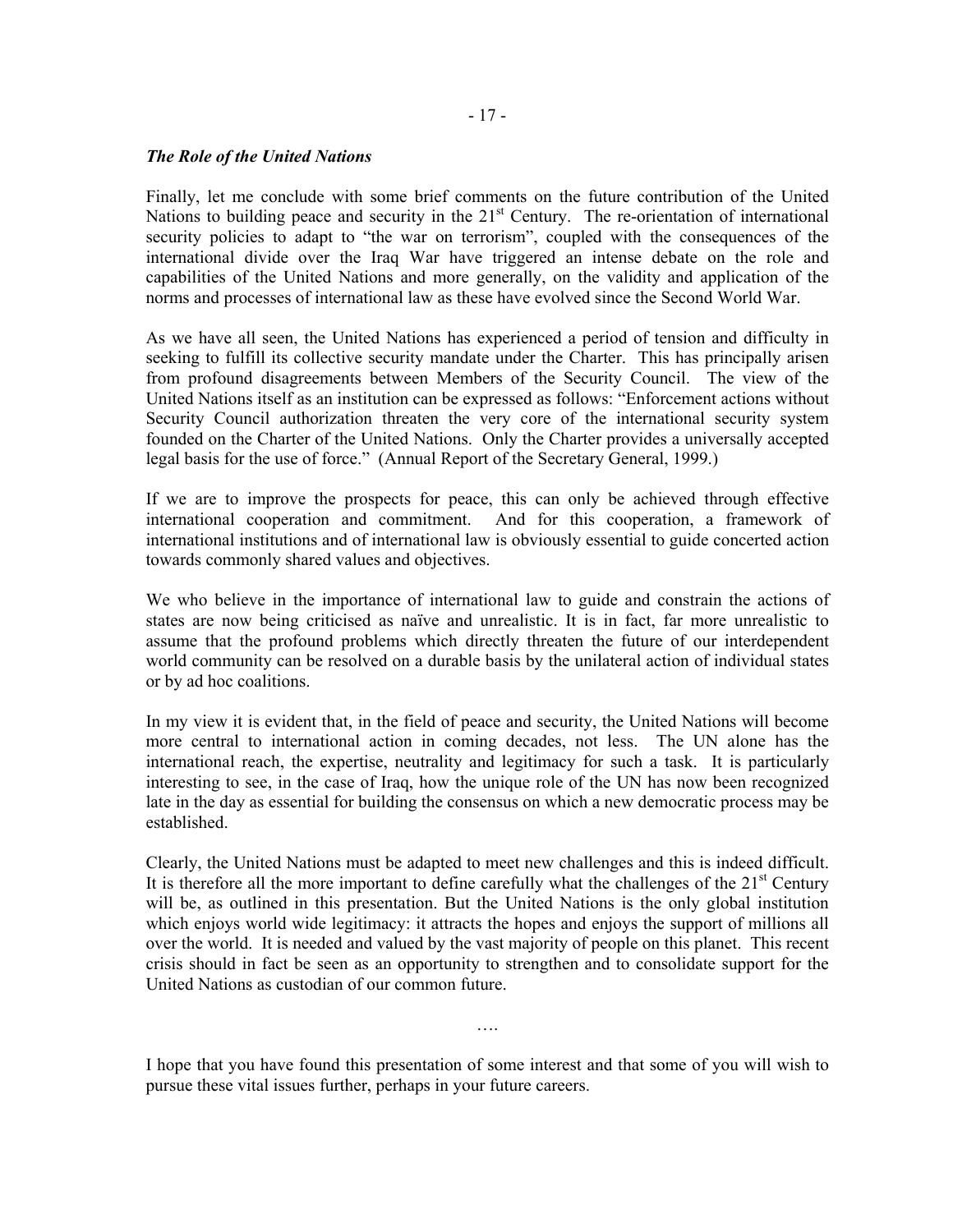### *The Role of the United Nations*

Finally, let me conclude with some brief comments on the future contribution of the United Nations to building peace and security in the 21st Century. The re-orientation of international security policies to adapt to "the war on terrorism", coupled with the consequences of the international divide over the Iraq War have triggered an intense debate on the role and capabilities of the United Nations and more generally, on the validity and application of the norms and processes of international law as these have evolved since the Second World War.

As we have all seen, the United Nations has experienced a period of tension and difficulty in seeking to fulfill its collective security mandate under the Charter. This has principally arisen from profound disagreements between Members of the Security Council. The view of the United Nations itself as an institution can be expressed as follows: "Enforcement actions without Security Council authorization threaten the very core of the international security system founded on the Charter of the United Nations. Only the Charter provides a universally accepted legal basis for the use of force." (Annual Report of the Secretary General, 1999.)

If we are to improve the prospects for peace, this can only be achieved through effective international cooperation and commitment. And for this cooperation, a framework of international institutions and of international law is obviously essential to guide concerted action towards commonly shared values and objectives.

We who believe in the importance of international law to guide and constrain the actions of states are now being criticised as naïve and unrealistic. It is in fact, far more unrealistic to assume that the profound problems which directly threaten the future of our interdependent world community can be resolved on a durable basis by the unilateral action of individual states or by ad hoc coalitions.

In my view it is evident that, in the field of peace and security, the United Nations will become more central to international action in coming decades, not less. The UN alone has the international reach, the expertise, neutrality and legitimacy for such a task. It is particularly interesting to see, in the case of Iraq, how the unique role of the UN has now been recognized late in the day as essential for building the consensus on which a new democratic process may be established.

Clearly, the United Nations must be adapted to meet new challenges and this is indeed difficult. It is therefore all the more important to define carefully what the challenges of the 21st Century will be, as outlined in this presentation. But the United Nations is the only global institution which enjoys world wide legitimacy: it attracts the hopes and enjoys the support of millions all over the world. It is needed and valued by the vast majority of people on this planet. This recent crisis should in fact be seen as an opportunity to strengthen and to consolidate support for the United Nations as custodian of our common future.

….

I hope that you have found this presentation of some interest and that some of you will wish to pursue these vital issues further, perhaps in your future careers.